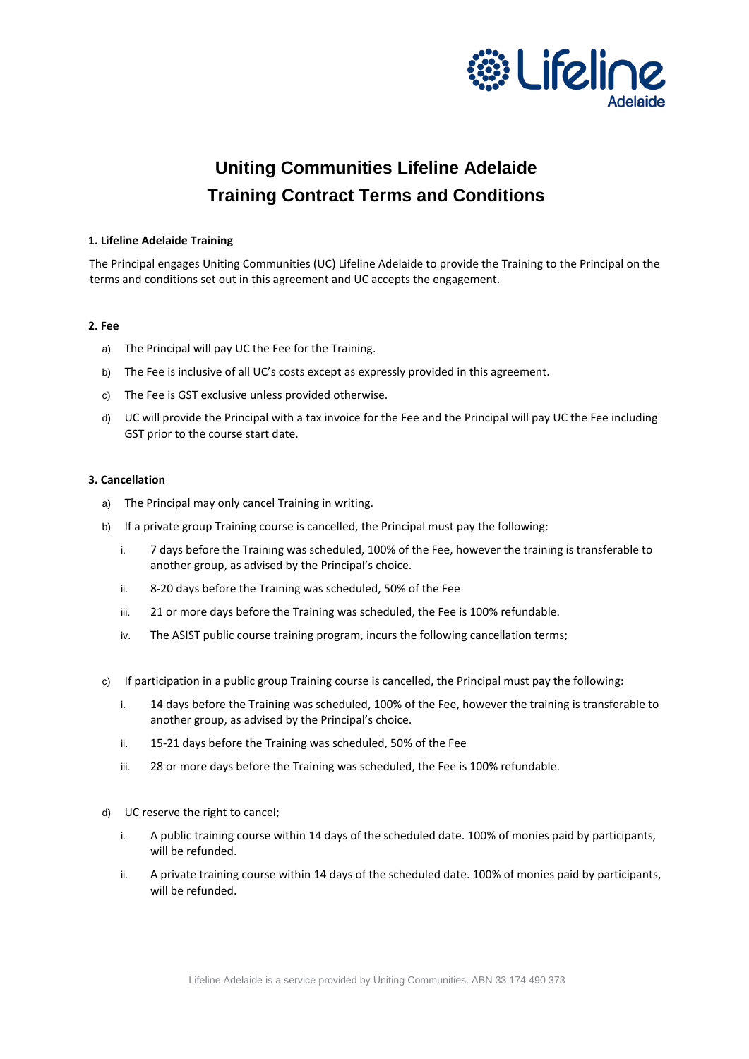# Uniting Communities Lifeline Adelaide
# Training Contract Terms and Conditions

**1. Lifeline Adelaide Training**

The Principal engages Uniting Communities (UC) Lifeline Adelaide to provide the Training to the Principal on the terms and conditions set out in this agreement and UC accepts the engagement.

**2. Fee**

a) The Principal will pay UC the Fee for the Training.

b) The Fee is inclusive of all UC's costs except as expressly provided in this agreement.

c) The Fee is GST exclusive unless provided otherwise.

d) UC will provide the Principal with a tax invoice for the Fee and the Principal will pay UC the Fee including GST prior to the course start date.

**3. Cancellation**

a) The Principal may only cancel Training in writing.

b) If a private group Training course is cancelled, the Principal must pay the following:

   i. 7 days before the Training was scheduled, 100% of the Fee, however the training is transferable to another group, as advised by the Principal's choice.

   ii. 8-20 days before the Training was scheduled, 50% of the Fee

   iii. 21 or more days before the Training was scheduled, the Fee is 100% refundable.

   iv. The ASIST public course training program, incurs the following cancellation terms;

c) If participation in a public group Training course is cancelled, the Principal must pay the following:

   i. 14 days before the Training was scheduled, 100% of the Fee, however the training is transferable to another group, as advised by the Principal's choice.

   ii. 15-21 days before the Training was scheduled, 50% of the Fee

   iii. 28 or more days before the Training was scheduled, the Fee is 100% refundable.

d) UC reserve the right to cancel;

   i. A public training course within 14 days of the scheduled date. 100% of monies paid by participants, will be refunded.

   ii. A private training course within 14 days of the scheduled date. 100% of monies paid by participants, will be refunded.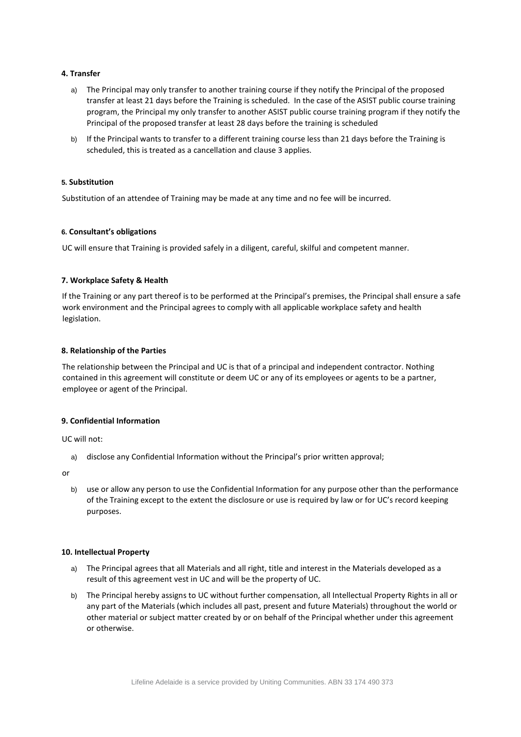#### 4. Transfer

a) The Principal may only transfer to another training course if they notify the Principal of the proposed transfer at least 21 days before the Training is scheduled. In the case of the ASIST public course training program, the Principal my only transfer to another ASIST public course training program if they notify the Principal of the proposed transfer at least 28 days before the training is scheduled

b) If the Principal wants to transfer to a different training course less than 21 days before the Training is scheduled, this is treated as a cancellation and clause 3 applies.

#### 5. Substitution

Substitution of an attendee of Training may be made at any time and no fee will be incurred.

#### 6. Consultant's obligations

UC will ensure that Training is provided safely in a diligent, careful, skilful and competent manner.

#### 7. Workplace Safety & Health

If the Training or any part thereof is to be performed at the Principal's premises, the Principal shall ensure a safe work environment and the Principal agrees to comply with all applicable workplace safety and health legislation.

#### 8. Relationship of the Parties

The relationship between the Principal and UC is that of a principal and independent contractor. Nothing contained in this agreement will constitute or deem UC or any of its employees or agents to be a partner, employee or agent of the Principal.

#### 9. Confidential Information

UC will not:

a) disclose any Confidential Information without the Principal's prior written approval;

or

b) use or allow any person to use the Confidential Information for any purpose other than the performance of the Training except to the extent the disclosure or use is required by law or for UC's record keeping purposes.

#### 10. Intellectual Property

a) The Principal agrees that all Materials and all right, title and interest in the Materials developed as a result of this agreement vest in UC and will be the property of UC.

b) The Principal hereby assigns to UC without further compensation, all Intellectual Property Rights in all or any part of the Materials (which includes all past, present and future Materials) throughout the world or other material or subject matter created by or on behalf of the Principal whether under this agreement or otherwise.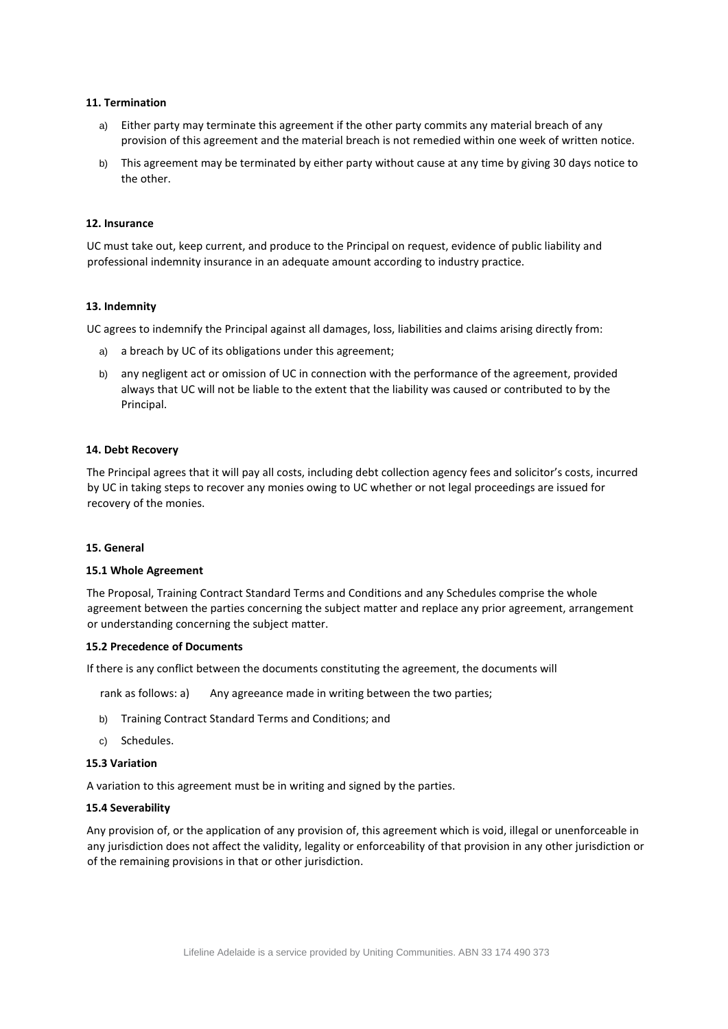#### 11. Termination

a) Either party may terminate this agreement if the other party commits any material breach of any provision of this agreement and the material breach is not remedied within one week of written notice.

b) This agreement may be terminated by either party without cause at any time by giving 30 days notice to the other.

#### 12. Insurance

UC must take out, keep current, and produce to the Principal on request, evidence of public liability and professional indemnity insurance in an adequate amount according to industry practice.

#### 13. Indemnity

UC agrees to indemnify the Principal against all damages, loss, liabilities and claims arising directly from:

a) a breach by UC of its obligations under this agreement;

b) any negligent act or omission of UC in connection with the performance of the agreement, provided always that UC will not be liable to the extent that the liability was caused or contributed to by the Principal.

#### 14. Debt Recovery

The Principal agrees that it will pay all costs, including debt collection agency fees and solicitor's costs, incurred by UC in taking steps to recover any monies owing to UC whether or not legal proceedings are issued for recovery of the monies.

#### 15. General

**15.1 Whole Agreement**

The Proposal, Training Contract Standard Terms and Conditions and any Schedules comprise the whole agreement between the parties concerning the subject matter and replace any prior agreement, arrangement or understanding concerning the subject matter.

**15.2 Precedence of Documents**

If there is any conflict between the documents constituting the agreement, the documents will rank as follows:

a) Any agreeance made in writing between the two parties;

b) Training Contract Standard Terms and Conditions; and

c) Schedules.

**15.3 Variation**

A variation to this agreement must be in writing and signed by the parties.

**15.4 Severability**

Any provision of, or the application of any provision of, this agreement which is void, illegal or unenforceable in any jurisdiction does not affect the validity, legality or enforceability of that provision in any other jurisdiction or of the remaining provisions in that or other jurisdiction.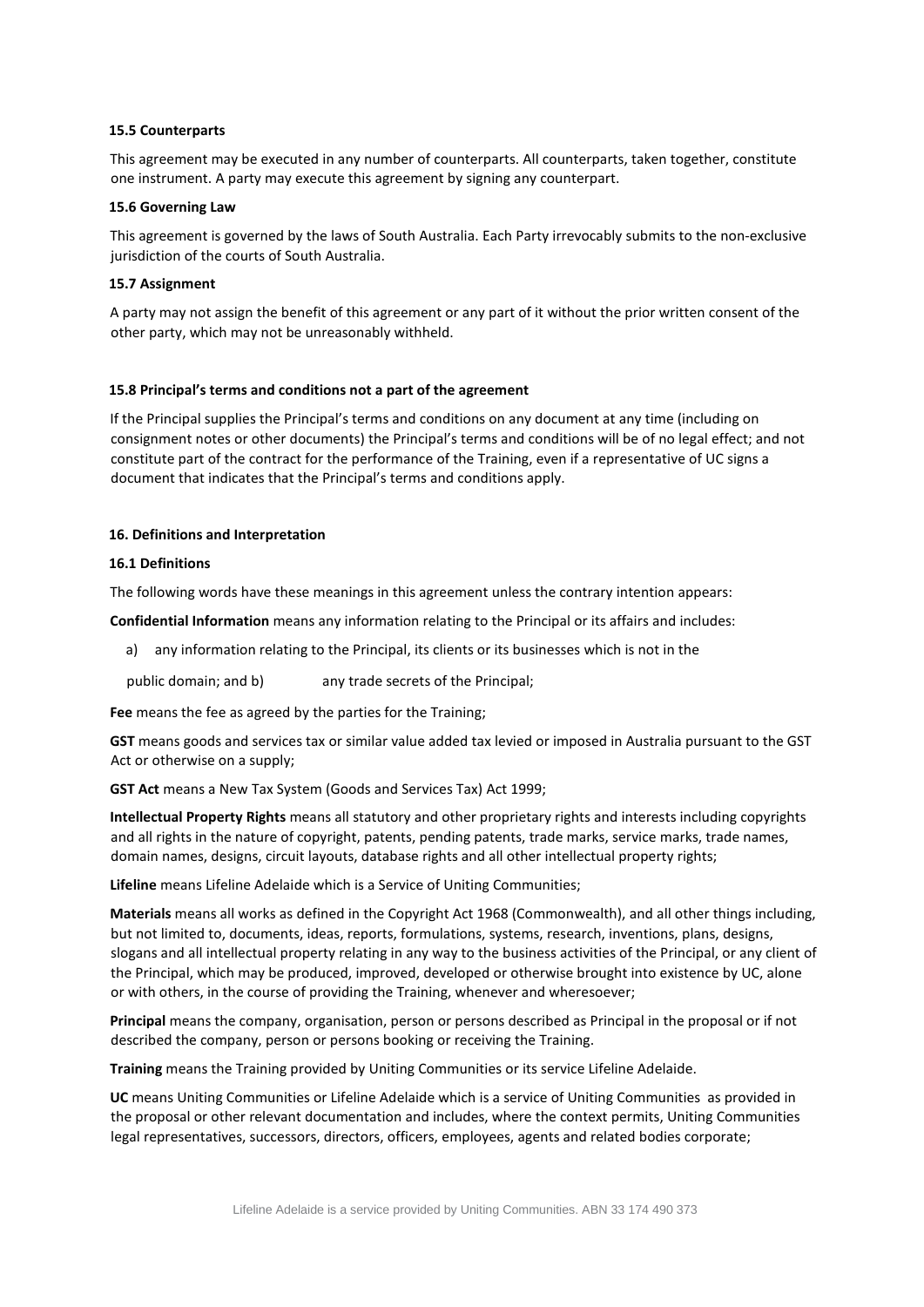### 15.5 Counterparts

This agreement may be executed in any number of counterparts. All counterparts, taken together, constitute one instrument. A party may execute this agreement by signing any counterpart.

### 15.6 Governing Law

This agreement is governed by the laws of South Australia. Each Party irrevocably submits to the non-exclusive jurisdiction of the courts of South Australia.

### 15.7 Assignment

A party may not assign the benefit of this agreement or any part of it without the prior written consent of the other party, which may not be unreasonably withheld.

### 15.8 Principal's terms and conditions not a part of the agreement

If the Principal supplies the Principal's terms and conditions on any document at any time (including on consignment notes or other documents) the Principal's terms and conditions will be of no legal effect; and not constitute part of the contract for the performance of the Training, even if a representative of UC signs a document that indicates that the Principal's terms and conditions apply.

## 16. Definitions and Interpretation

### 16.1 Definitions

The following words have these meanings in this agreement unless the contrary intention appears:

**Confidential Information** means any information relating to the Principal or its affairs and includes:

a) any information relating to the Principal, its clients or its businesses which is not in the public domain; and b) any trade secrets of the Principal;

**Fee** means the fee as agreed by the parties for the Training;

**GST** means goods and services tax or similar value added tax levied or imposed in Australia pursuant to the GST Act or otherwise on a supply;

**GST Act** means a New Tax System (Goods and Services Tax) Act 1999;

**Intellectual Property Rights** means all statutory and other proprietary rights and interests including copyrights and all rights in the nature of copyright, patents, pending patents, trade marks, service marks, trade names, domain names, designs, circuit layouts, database rights and all other intellectual property rights;

**Lifeline** means Lifeline Adelaide which is a Service of Uniting Communities;

**Materials** means all works as defined in the Copyright Act 1968 (Commonwealth), and all other things including, but not limited to, documents, ideas, reports, formulations, systems, research, inventions, plans, designs, slogans and all intellectual property relating in any way to the business activities of the Principal, or any client of the Principal, which may be produced, improved, developed or otherwise brought into existence by UC, alone or with others, in the course of providing the Training, whenever and wheresoever;

**Principal** means the company, organisation, person or persons described as Principal in the proposal or if not described the company, person or persons booking or receiving the Training.

**Training** means the Training provided by Uniting Communities or its service Lifeline Adelaide.

**UC** means Uniting Communities or Lifeline Adelaide which is a service of Uniting Communities as provided in the proposal or other relevant documentation and includes, where the context permits, Uniting Communities legal representatives, successors, directors, officers, employees, agents and related bodies corporate;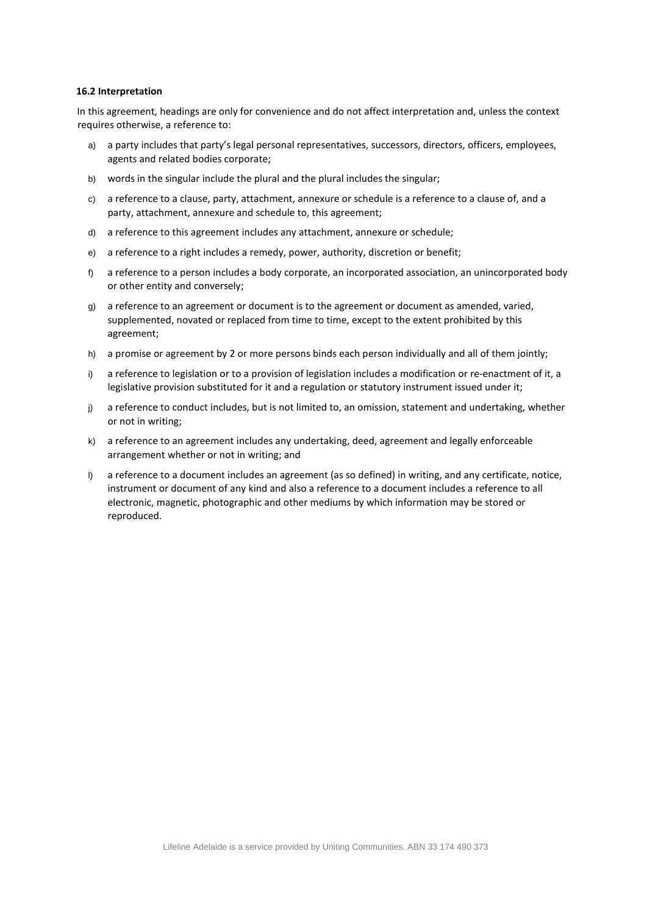**16.2 Interpretation**

In this agreement, headings are only for convenience and do not affect interpretation and, unless the context requires otherwise, a reference to:

a) a party includes that party's legal personal representatives, successors, directors, officers, employees, agents and related bodies corporate;

b) words in the singular include the plural and the plural includes the singular;

c) a reference to a clause, party, attachment, annexure or schedule is a reference to a clause of, and a party, attachment, annexure and schedule to, this agreement;

d) a reference to this agreement includes any attachment, annexure or schedule;

e) a reference to a right includes a remedy, power, authority, discretion or benefit;

f) a reference to a person includes a body corporate, an incorporated association, an unincorporated body or other entity and conversely;

g) a reference to an agreement or document is to the agreement or document as amended, varied, supplemented, novated or replaced from time to time, except to the extent prohibited by this agreement;

h) a promise or agreement by 2 or more persons binds each person individually and all of them jointly;

i) a reference to legislation or to a provision of legislation includes a modification or re-enactment of it, a legislative provision substituted for it and a regulation or statutory instrument issued under it;

j) a reference to conduct includes, but is not limited to, an omission, statement and undertaking, whether or not in writing;

k) a reference to an agreement includes any undertaking, deed, agreement and legally enforceable arrangement whether or not in writing; and

l) a reference to a document includes an agreement (as so defined) in writing, and any certificate, notice, instrument or document of any kind and also a reference to a document includes a reference to all electronic, magnetic, photographic and other mediums by which information may be stored or reproduced.